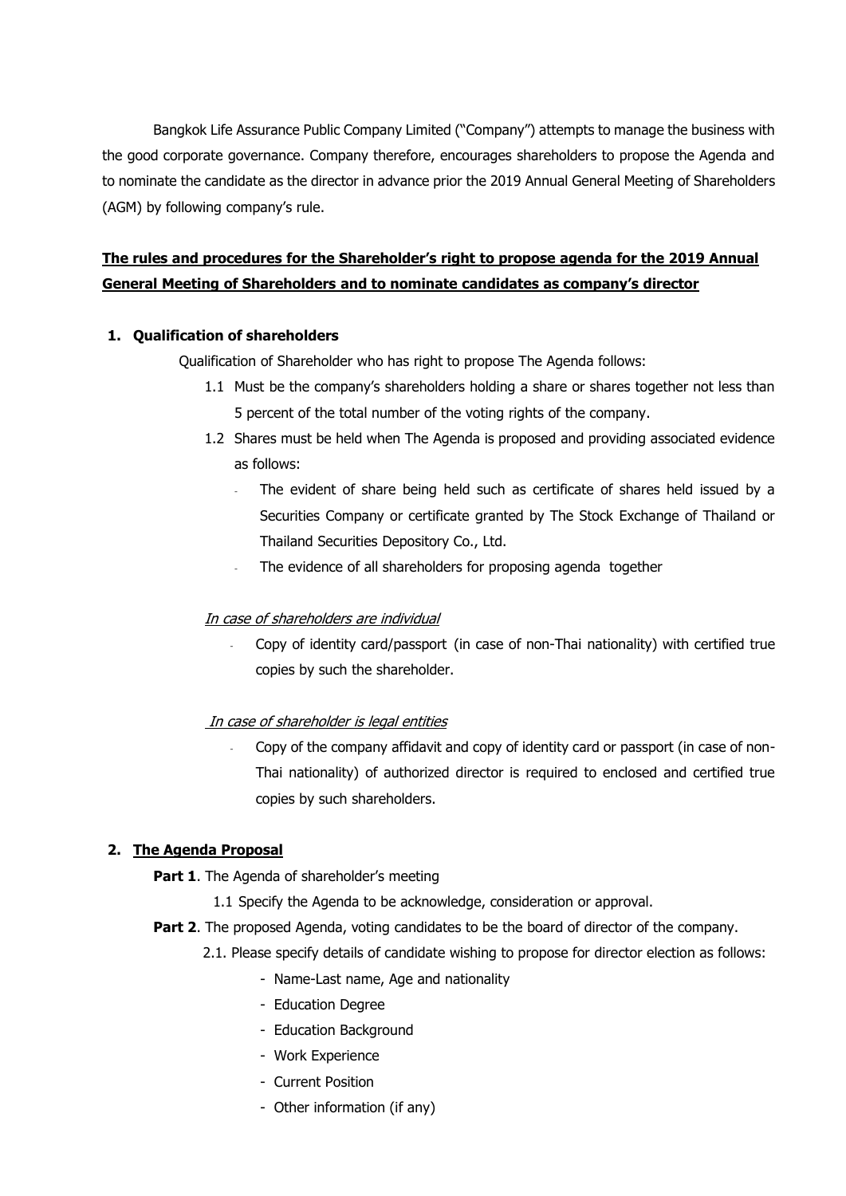Bangkok Life Assurance Public Company Limited ("Company") attempts to manage the business with the good corporate governance. Company therefore, encourages shareholders to propose the Agenda and to nominate the candidate as the director in advance prior the 2019 Annual General Meeting of Shareholders (AGM) by following company's rule.

## **<u>The rules and procedures for the Shareholder's right to propose agenda for the 2019 Annual General Meeting of Shareholders and to nominate candidates as company's director</u>**

### 1. Qualification of shareholders

Qualification of Shareholder who has right to propose The Agenda follows:

1.1 Must be the company's shareholders holding a share or shares together not less than 5 percent of the total number of the voting rights of the company.

1.2 Shares must be held when The Agenda is proposed and providing associated evidence as follows:

- The evident of share being held such as certificate of shares held issued by a Securities Company or certificate granted by The Stock Exchange of Thailand or Thailand Securities Depository Co., Ltd.
- The evidence of all shareholders for proposing agenda together

*<u>In case of shareholders are individual</u>*

- Copy of identity card/passport (in case of non-Thai nationality) with certified true copies by such the shareholder.

*<u>In case of shareholder is legal entities</u>*

- Copy of the company affidavit and copy of identity card or passport (in case of non-Thai nationality) of authorized director is required to enclosed and certified true copies by such shareholders.

### 2. <u>The Agenda Proposal</u>

**Part 1**. The Agenda of shareholder's meeting

1.1 Specify the Agenda to be acknowledge, consideration or approval.

**Part 2**. The proposed Agenda, voting candidates to be the board of director of the company.

2.1. Please specify details of candidate wishing to propose for director election as follows:

- Name-Last name, Age and nationality
- Education Degree
- Education Background
- Work Experience
- Current Position
- Other information (if any)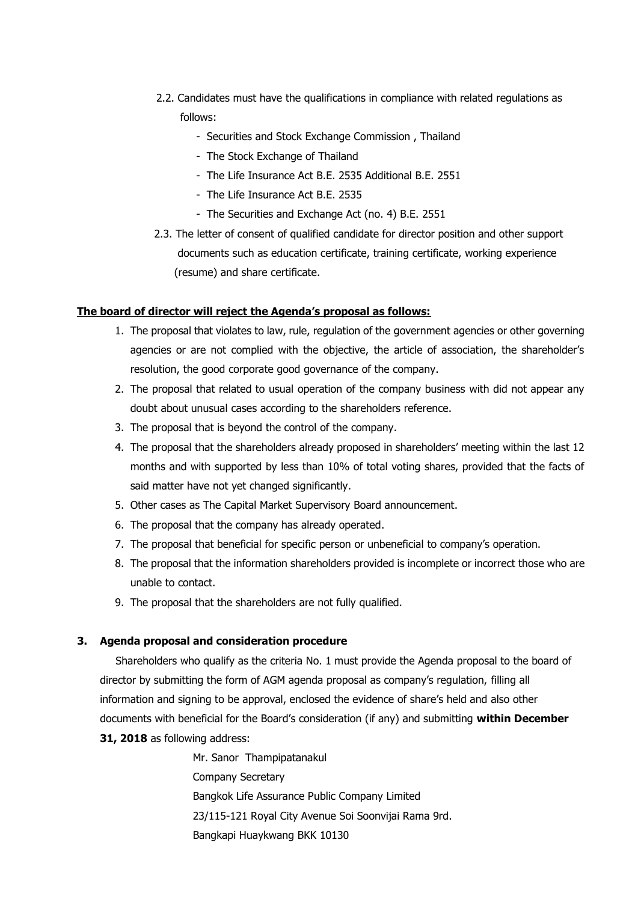2.2. Candidates must have the qualifications in compliance with related regulations as follows:

- Securities and Stock Exchange Commission , Thailand
- The Stock Exchange of Thailand
- The Life Insurance Act B.E. 2535 Additional B.E. 2551
- The Life Insurance Act B.E. 2535
- The Securities and Exchange Act (no. 4) B.E. 2551

2.3. The letter of consent of qualified candidate for director position and other support documents such as education certificate, training certificate, working experience (resume) and share certificate.

**The board of director will reject the Agenda's proposal as follows:**

1. The proposal that violates to law, rule, regulation of the government agencies or other governing agencies or are not complied with the objective, the article of association, the shareholder's resolution, the good corporate good governance of the company.
2. The proposal that related to usual operation of the company business with did not appear any doubt about unusual cases according to the shareholders reference.
3. The proposal that is beyond the control of the company.
4. The proposal that the shareholders already proposed in shareholders' meeting within the last 12 months and with supported by less than 10% of total voting shares, provided that the facts of said matter have not yet changed significantly.
5. Other cases as The Capital Market Supervisory Board announcement.
6. The proposal that the company has already operated.
7. The proposal that beneficial for specific person or unbeneficial to company's operation.
8. The proposal that the information shareholders provided is incomplete or incorrect those who are unable to contact.
9. The proposal that the shareholders are not fully qualified.

### 3. Agenda proposal and consideration procedure

Shareholders who qualify as the criteria No. 1 must provide the Agenda proposal to the board of director by submitting the form of AGM agenda proposal as company's regulation, filling all information and signing to be approval, enclosed the evidence of share's held and also other documents with beneficial for the Board's consideration (if any) and submitting **within December 31, 2018** as following address:

Mr. Sanor Thampipatanakul
Company Secretary
Bangkok Life Assurance Public Company Limited
23/115-121 Royal City Avenue Soi Soonvijai Rama 9rd.
Bangkapi Huaykwang BKK 10130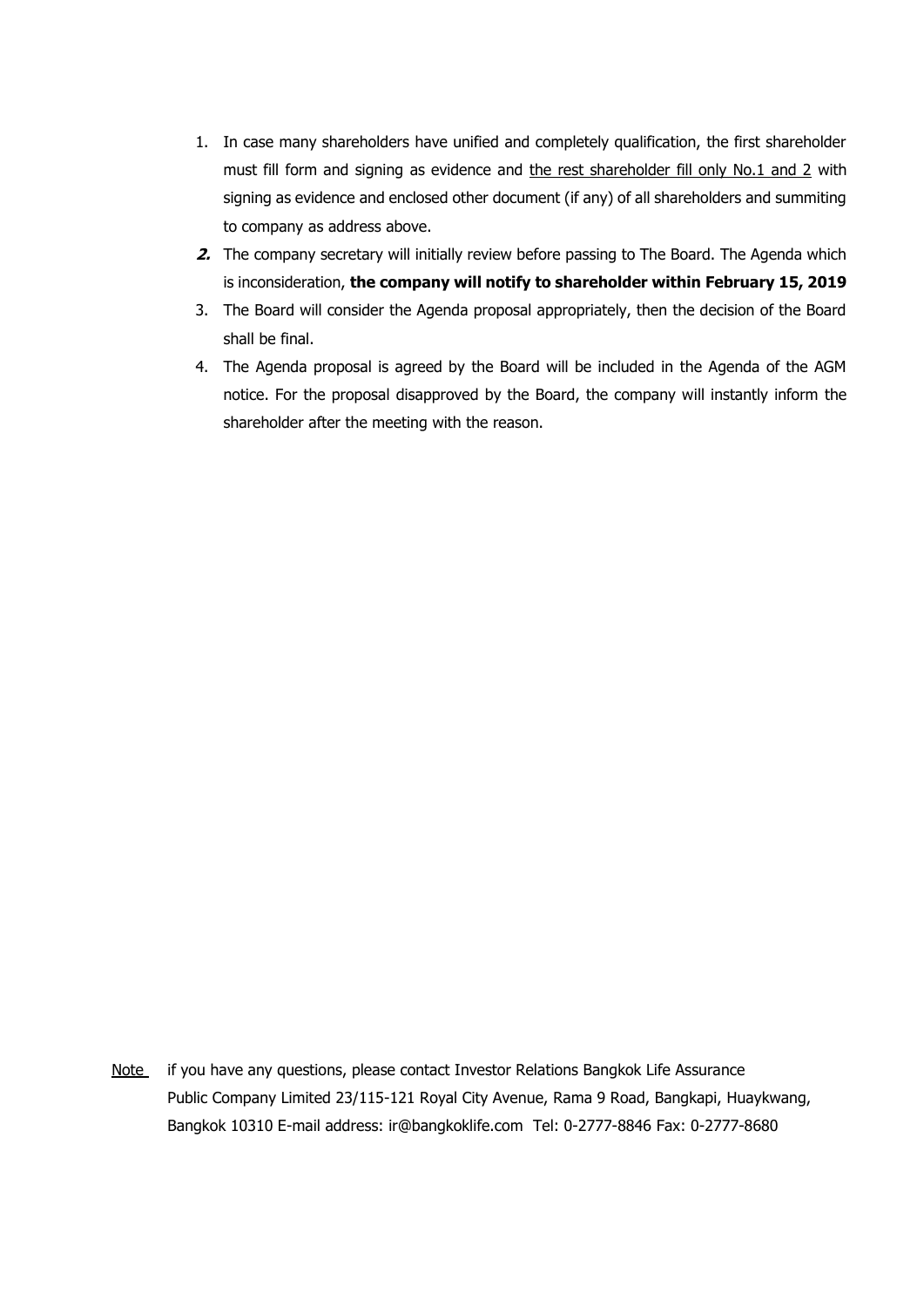1. In case many shareholders have unified and completely qualification, the first shareholder must fill form and signing as evidence and the rest shareholder fill only No.1 and 2 with signing as evidence and enclosed other document (if any) of all shareholders and summiting to company as address above.
2. The company secretary will initially review before passing to The Board. The Agenda which is inconsideration, **the company will notify to shareholder within February 15, 2019**
3. The Board will consider the Agenda proposal appropriately, then the decision of the Board shall be final.
4. The Agenda proposal is agreed by the Board will be included in the Agenda of the AGM notice. For the proposal disapproved by the Board, the company will instantly inform the shareholder after the meeting with the reason.

Note if you have any questions, please contact Investor Relations Bangkok Life Assurance Public Company Limited 23/115-121 Royal City Avenue, Rama 9 Road, Bangkapi, Huaykwang, Bangkok 10310 E-mail address: ir@bangkoklife.com Tel: 0-2777-8846 Fax: 0-2777-8680